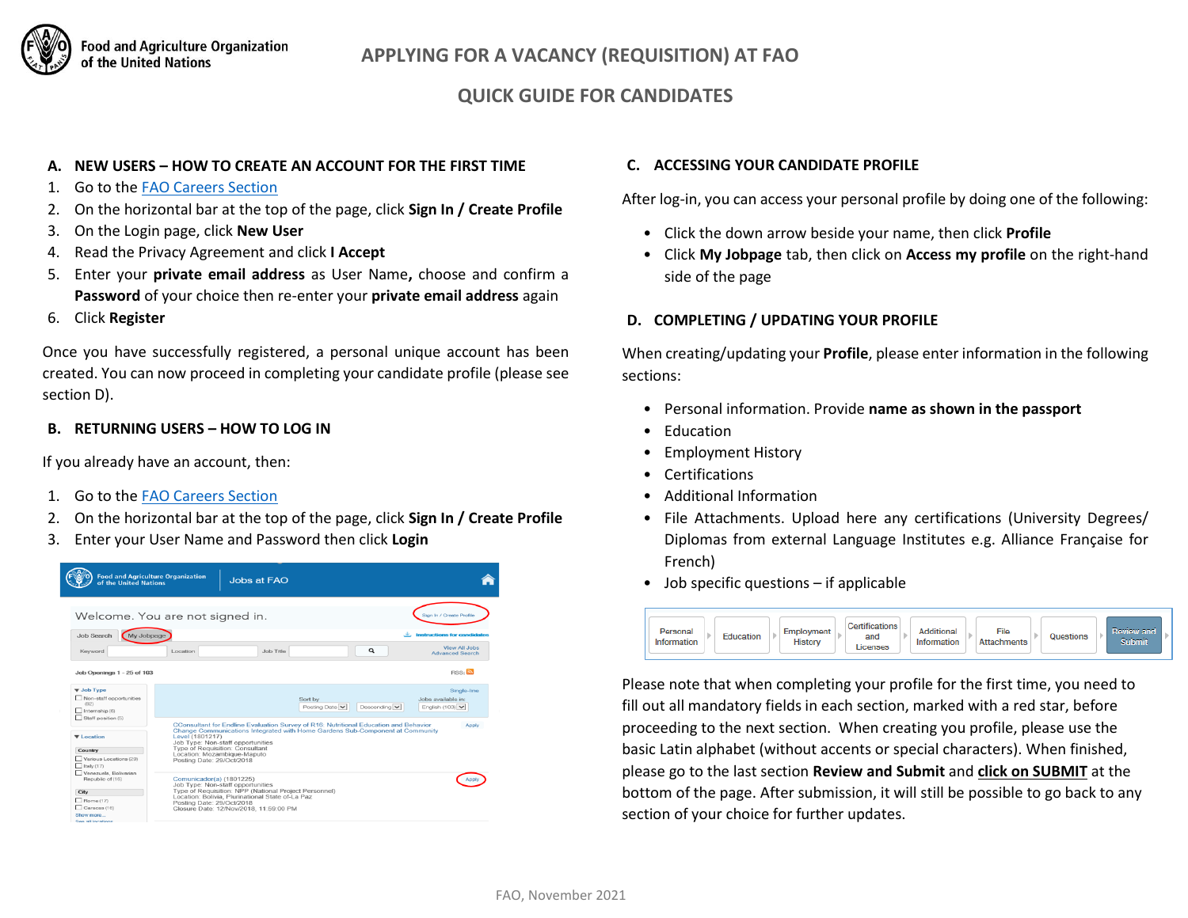# APPLYING FOR A VACANCY (REQUISITION) AT FAO

## QUICK GUIDE FOR CANDIDATES

### A. NEW USERS – HOW TO CREATE AN ACCOUNT FOR THE FIRST TIME

1. Go to the FAO Careers Section
2. On the horizontal bar at the top of the page, click **Sign In / Create Profile**
3. On the Login page, click **New User**
4. Read the Privacy Agreement and click **I Accept**
5. Enter your **private email address** as User Name**,** choose and confirm a **Password** of your choice then re-enter your **private email address** again
6. Click **Register**

Once you have successfully registered, a personal unique account has been created. You can now proceed in completing your candidate profile (please see section D).

### B. RETURNING USERS – HOW TO LOG IN

If you already have an account, then:

1. Go to the FAO Careers Section
2. On the horizontal bar at the top of the page, click **Sign In / Create Profile**
3. Enter your User Name and Password then click **Login**

### C. ACCESSING YOUR CANDIDATE PROFILE

After log-in, you can access your personal profile by doing one of the following:

- Click the down arrow beside your name, then click **Profile**
- Click **My Jobpage** tab, then click on **Access my profile** on the right-hand side of the page

### D. COMPLETING / UPDATING YOUR PROFILE

When creating/updating your **Profile**, please enter information in the following sections:

- Personal information. Provide **name as shown in the passport**
- Education
- Employment History
- Certifications
- Additional Information
- File Attachments. Upload here any certifications (University Degrees/ Diplomas from external Language Institutes e.g. Alliance Française for French)
- Job specific questions – if applicable

Please note that when completing your profile for the first time, you need to fill out all mandatory fields in each section, marked with a red star, before proceeding to the next section. When creating you profile, please use the basic Latin alphabet (without accents or special characters). When finished, please go to the last section **Review and Submit** and **click on SUBMIT** at the bottom of the page. After submission, it will still be possible to go back to any section of your choice for further updates.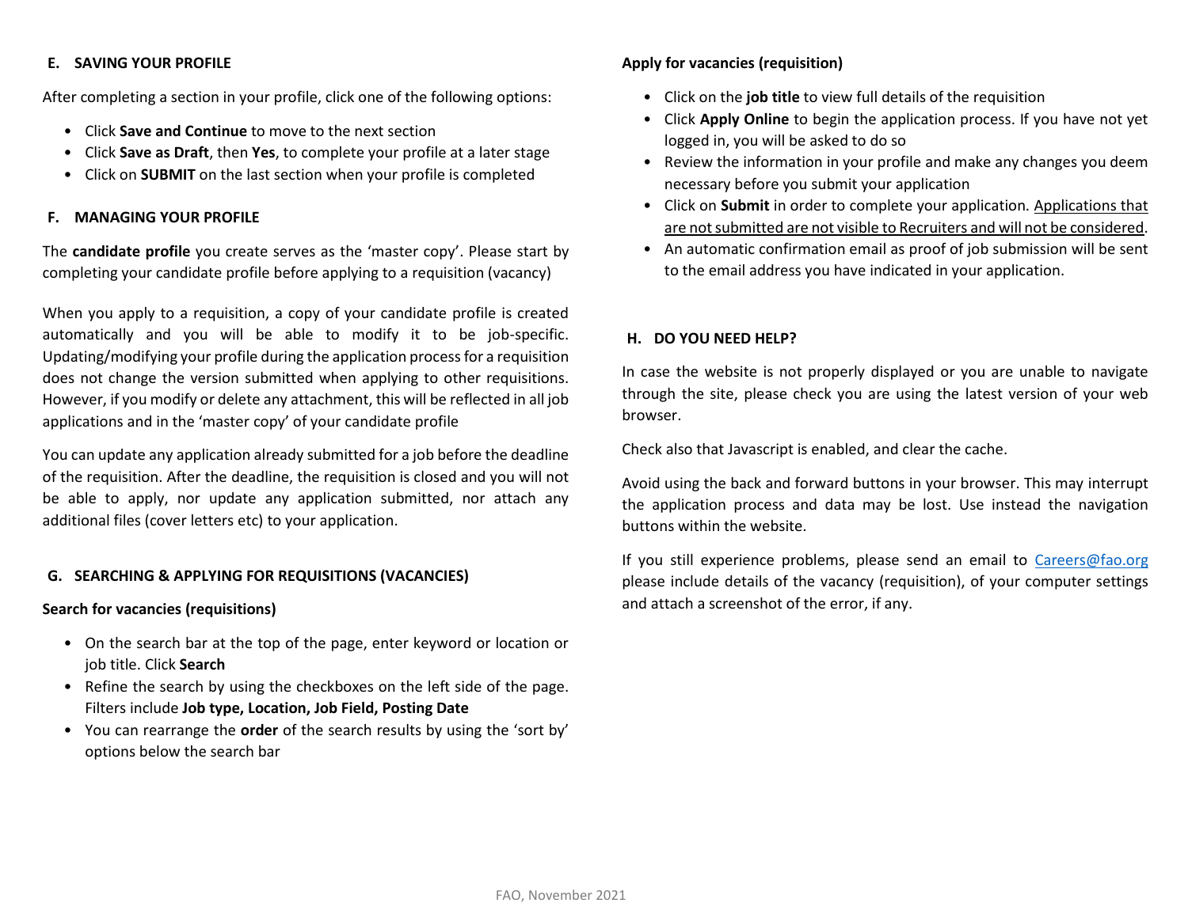## E. SAVING YOUR PROFILE

After completing a section in your profile, click one of the following options:

- Click **Save and Continue** to move to the next section
- Click **Save as Draft**, then **Yes**, to complete your profile at a later stage
- Click on **SUBMIT** on the last section when your profile is completed

## F. MANAGING YOUR PROFILE

The **candidate profile** you create serves as the 'master copy'. Please start by completing your candidate profile before applying to a requisition (vacancy)

When you apply to a requisition, a copy of your candidate profile is created automatically and you will be able to modify it to be job-specific. Updating/modifying your profile during the application process for a requisition does not change the version submitted when applying to other requisitions. However, if you modify or delete any attachment, this will be reflected in all job applications and in the 'master copy' of your candidate profile

You can update any application already submitted for a job before the deadline of the requisition. After the deadline, the requisition is closed and you will not be able to apply, nor update any application submitted, nor attach any additional files (cover letters etc) to your application.

## G. SEARCHING & APPLYING FOR REQUISITIONS (VACANCIES)

### Search for vacancies (requisitions)

- On the search bar at the top of the page, enter keyword or location or job title. Click **Search**
- Refine the search by using the checkboxes on the left side of the page. Filters include **Job type, Location, Job Field, Posting Date**
- You can rearrange the **order** of the search results by using the 'sort by' options below the search bar

### Apply for vacancies (requisition)

- Click on the **job title** to view full details of the requisition
- Click **Apply Online** to begin the application process. If you have not yet logged in, you will be asked to do so
- Review the information in your profile and make any changes you deem necessary before you submit your application
- Click on **Submit** in order to complete your application. Applications that are not submitted are not visible to Recruiters and will not be considered.
- An automatic confirmation email as proof of job submission will be sent to the email address you have indicated in your application.

## H. DO YOU NEED HELP?

In case the website is not properly displayed or you are unable to navigate through the site, please check you are using the latest version of your web browser.

Check also that Javascript is enabled, and clear the cache.

Avoid using the back and forward buttons in your browser. This may interrupt the application process and data may be lost. Use instead the navigation buttons within the website.

If you still experience problems, please send an email to Careers@fao.org please include details of the vacancy (requisition), of your computer settings and attach a screenshot of the error, if any.

FAO, November 2021